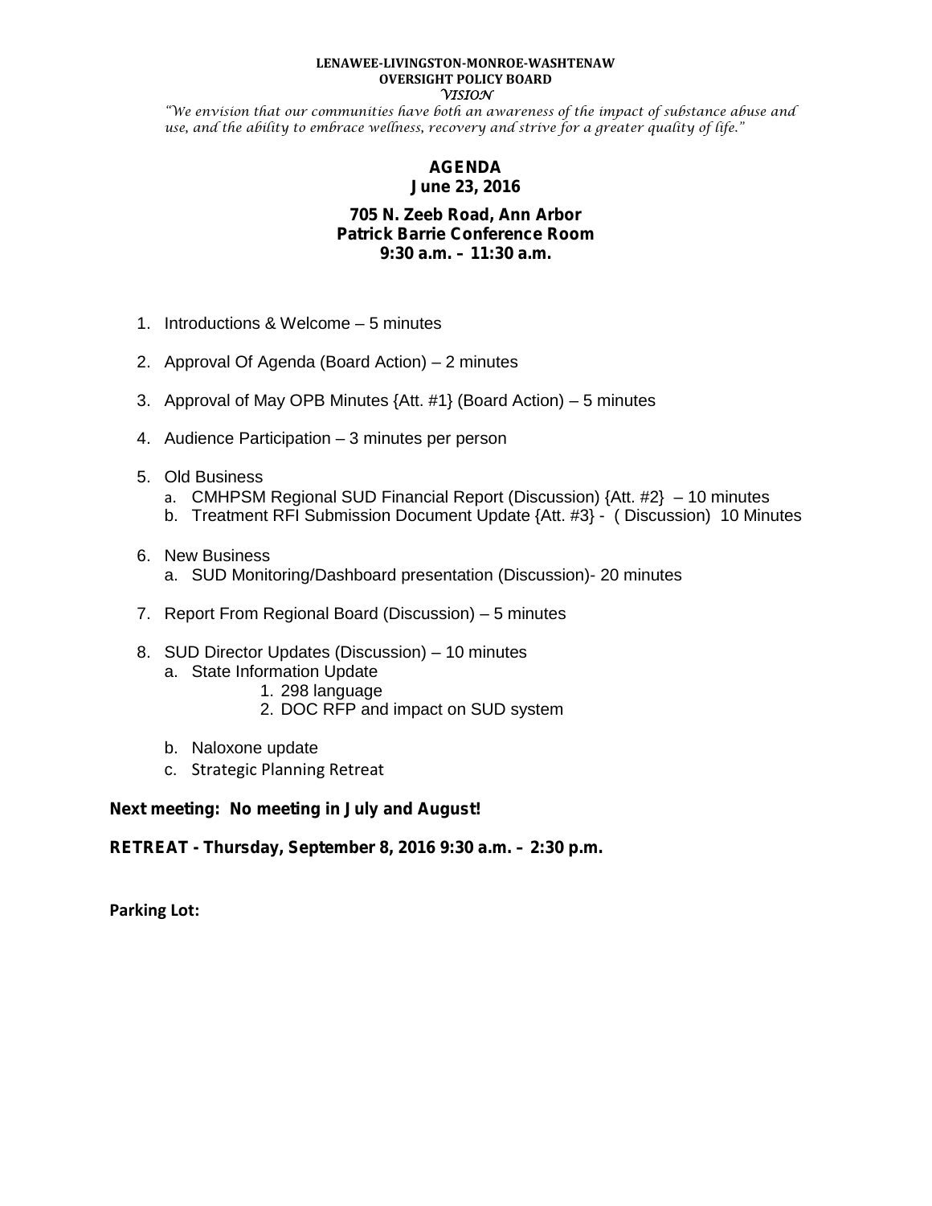**LENAWEE-LIVINGSTON-MONROE-WASHTENAW**
**OVERSIGHT POLICY BOARD**
*VISION*

*"We envision that our communities have both an awareness of the impact of substance abuse and use, and the ability to embrace wellness, recovery and strive for a greater quality of life."*

# AGENDA
## June 23, 2016

**705 N. Zeeb Road, Ann Arbor**
**Patrick Barrie Conference Room**
**9:30 a.m. – 11:30 a.m.**

1. Introductions & Welcome – 5 minutes
2. Approval Of Agenda (Board Action) – 2 minutes
3. Approval of May OPB Minutes {Att. #1} (Board Action) – 5 minutes
4. Audience Participation – 3 minutes per person
5. Old Business
   a. CMHPSM Regional SUD Financial Report (Discussion) {Att. #2} – 10 minutes
   b. Treatment RFI Submission Document Update {Att. #3} - ( Discussion) 10 Minutes
6. New Business
   a. SUD Monitoring/Dashboard presentation (Discussion)- 20 minutes
7. Report From Regional Board (Discussion) – 5 minutes
8. SUD Director Updates (Discussion) – 10 minutes
   a. State Information Update
      1. 298 language
      2. DOC RFP and impact on SUD system
   b. Naloxone update
   c. Strategic Planning Retreat

**Next meeting: No meeting in July and August!**

**RETREAT - Thursday, September 8, 2016 9:30 a.m. – 2:30 p.m.**

**Parking Lot:**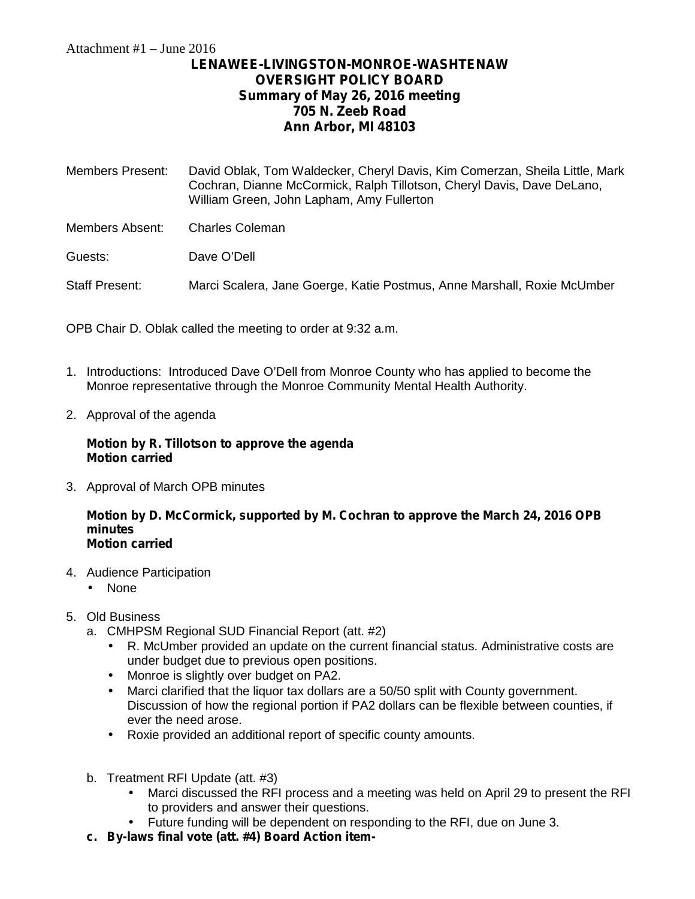Attachment #1 – June 2016

**LENAWEE-LIVINGSTON-MONROE-WASHTENAW**
**OVERSIGHT POLICY BOARD**
**Summary of May 26, 2016 meeting**
**705 N. Zeeb Road**
**Ann Arbor, MI 48103**

Members Present: David Oblak, Tom Waldecker, Cheryl Davis, Kim Comerzan, Sheila Little, Mark Cochran, Dianne McCormick, Ralph Tillotson, Cheryl Davis, Dave DeLano, William Green, John Lapham, Amy Fullerton

Members Absent: Charles Coleman

Guests: Dave O'Dell

Staff Present: Marci Scalera, Jane Goerge, Katie Postmus, Anne Marshall, Roxie McUmber

OPB Chair D. Oblak called the meeting to order at 9:32 a.m.

1. Introductions: Introduced Dave O'Dell from Monroe County who has applied to become the Monroe representative through the Monroe Community Mental Health Authority.

2. Approval of the agenda

   **Motion by R. Tillotson to approve the agenda**
   **Motion carried**

3. Approval of March OPB minutes

   **Motion by D. McCormick, supported by M. Cochran to approve the March 24, 2016 OPB minutes**
   **Motion carried**

4. Audience Participation
   - None

5. Old Business
   a. CMHPSM Regional SUD Financial Report (att. #2)
      - R. McUmber provided an update on the current financial status. Administrative costs are under budget due to previous open positions.
      - Monroe is slightly over budget on PA2.
      - Marci clarified that the liquor tax dollars are a 50/50 split with County government. Discussion of how the regional portion if PA2 dollars can be flexible between counties, if ever the need arose.
      - Roxie provided an additional report of specific county amounts.

   b. Treatment RFI Update (att. #3)
      - Marci discussed the RFI process and a meeting was held on April 29 to present the RFI to providers and answer their questions.
      - Future funding will be dependent on responding to the RFI, due on June 3.

   **c. By-laws final vote (att. #4) Board Action item-**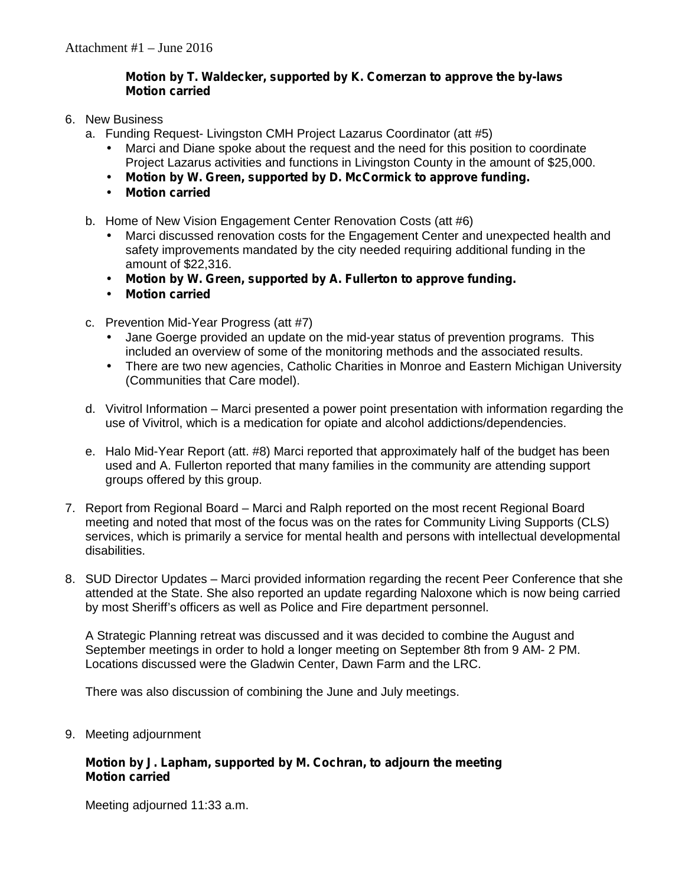**Motion by T. Waldecker, supported by K. Comerzan to approve the by-laws**
**Motion carried**

6. New Business
   a. Funding Request- Livingston CMH Project Lazarus Coordinator (att #5)
      - Marci and Diane spoke about the request and the need for this position to coordinate Project Lazarus activities and functions in Livingston County in the amount of $25,000.
      - **Motion by W. Green, supported by D. McCormick to approve funding.**
      - **Motion carried**

   b. Home of New Vision Engagement Center Renovation Costs (att #6)
      - Marci discussed renovation costs for the Engagement Center and unexpected health and safety improvements mandated by the city needed requiring additional funding in the amount of $22,316.
      - **Motion by W. Green, supported by A. Fullerton to approve funding.**
      - **Motion carried**

   c. Prevention Mid-Year Progress (att #7)
      - Jane Goerge provided an update on the mid-year status of prevention programs. This included an overview of some of the monitoring methods and the associated results.
      - There are two new agencies, Catholic Charities in Monroe and Eastern Michigan University (Communities that Care model).

   d. Vivitrol Information – Marci presented a power point presentation with information regarding the use of Vivitrol, which is a medication for opiate and alcohol addictions/dependencies.

   e. Halo Mid-Year Report (att. #8) Marci reported that approximately half of the budget has been used and A. Fullerton reported that many families in the community are attending support groups offered by this group.

7. Report from Regional Board – Marci and Ralph reported on the most recent Regional Board meeting and noted that most of the focus was on the rates for Community Living Supports (CLS) services, which is primarily a service for mental health and persons with intellectual developmental disabilities.

8. SUD Director Updates – Marci provided information regarding the recent Peer Conference that she attended at the State. She also reported an update regarding Naloxone which is now being carried by most Sheriff's officers as well as Police and Fire department personnel.

   A Strategic Planning retreat was discussed and it was decided to combine the August and September meetings in order to hold a longer meeting on September 8th from 9 AM- 2 PM. Locations discussed were the Gladwin Center, Dawn Farm and the LRC.

   There was also discussion of combining the June and July meetings.

9. Meeting adjournment

   **Motion by J. Lapham, supported by M. Cochran, to adjourn the meeting**
   **Motion carried**

   Meeting adjourned 11:33 a.m.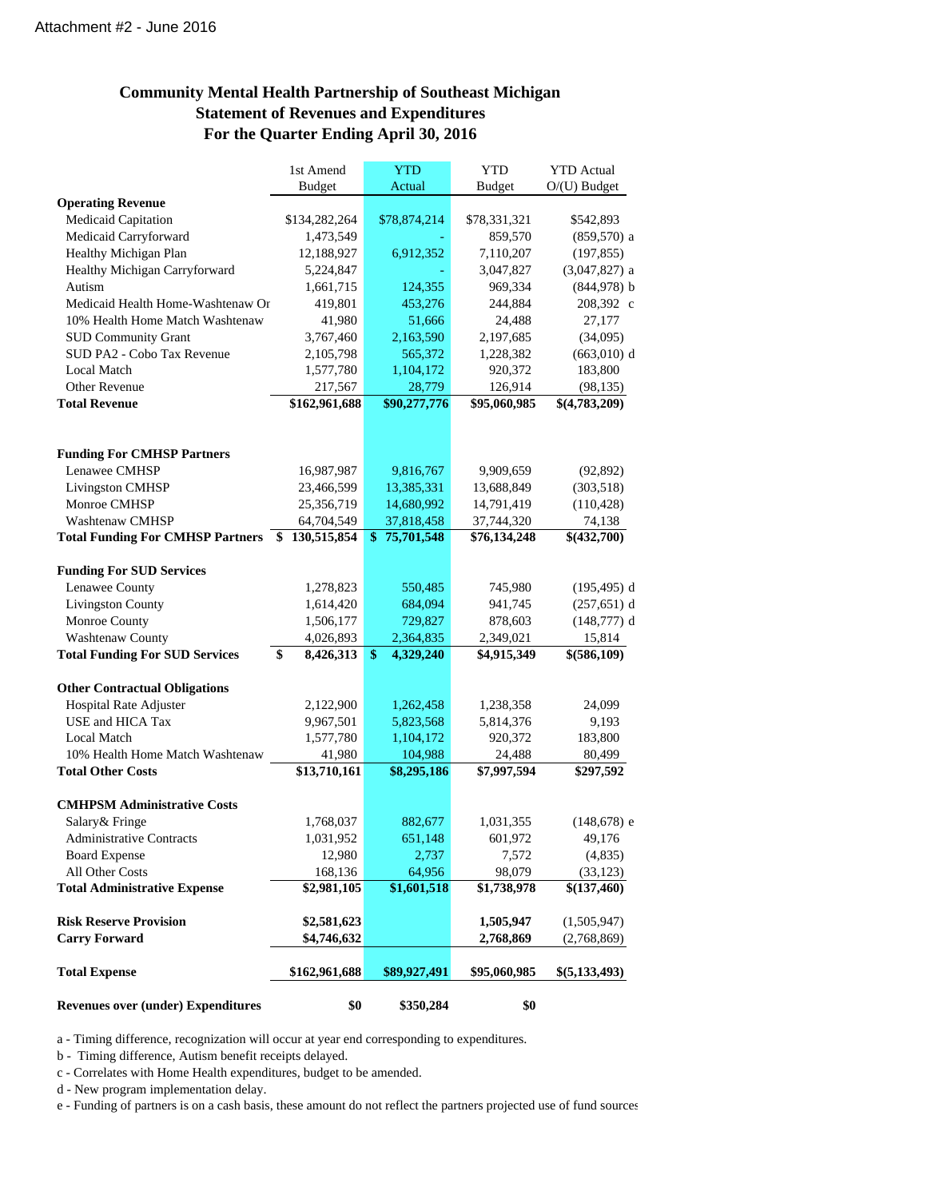Attachment #2 - June 2016

## Community Mental Health Partnership of Southeast Michigan
## Statement of Revenues and Expenditures
## For the Quarter Ending April 30, 2016

| | 1st Amend Budget | YTD Actual | YTD Budget | YTD Actual O/(U) Budget |
|---|---|---|---|---|
| **Operating Revenue** | | | | |
| Medicaid Capitation | $134,282,264 | $78,874,214 | $78,331,321 | $542,893 |
| Medicaid Carryforward | 1,473,549 | - | 859,570 | (859,570) a |
| Healthy Michigan Plan | 12,188,927 | 6,912,352 | 7,110,207 | (197,855) |
| Healthy Michigan Carryforward | 5,224,847 | - | 3,047,827 | (3,047,827) a |
| Autism | 1,661,715 | 124,355 | 969,334 | (844,978) b |
| Medicaid Health Home-Washtenaw Or | 419,801 | 453,276 | 244,884 | 208,392 c |
| 10% Health Home Match Washtenaw | 41,980 | 51,666 | 24,488 | 27,177 |
| SUD Community Grant | 3,767,460 | 2,163,590 | 2,197,685 | (34,095) |
| SUD PA2 - Cobo Tax Revenue | 2,105,798 | 565,372 | 1,228,382 | (663,010) d |
| Local Match | 1,577,780 | 1,104,172 | 920,372 | 183,800 |
| Other Revenue | 217,567 | 28,779 | 126,914 | (98,135) |
| **Total Revenue** | **$162,961,688** | **$90,277,776** | **$95,060,985** | **$(4,783,209)** |
| | | | | |
| **Funding For CMHSP Partners** | | | | |
| Lenawee CMHSP | 16,987,987 | 9,816,767 | 9,909,659 | (92,892) |
| Livingston CMHSP | 23,466,599 | 13,385,331 | 13,688,849 | (303,518) |
| Monroe CMHSP | 25,356,719 | 14,680,992 | 14,791,419 | (110,428) |
| Washtenaw CMHSP | 64,704,549 | 37,818,458 | 37,744,320 | 74,138 |
| **Total Funding For CMHSP Partners** | **$ 130,515,854** | **$ 75,701,548** | **$76,134,248** | **$(432,700)** |
| | | | | |
| **Funding For SUD Services** | | | | |
| Lenawee County | 1,278,823 | 550,485 | 745,980 | (195,495) d |
| Livingston County | 1,614,420 | 684,094 | 941,745 | (257,651) d |
| Monroe County | 1,506,177 | 729,827 | 878,603 | (148,777) d |
| Washtenaw County | 4,026,893 | 2,364,835 | 2,349,021 | 15,814 |
| **Total Funding For SUD Services** | **$ 8,426,313** | **$ 4,329,240** | **$4,915,349** | **$(586,109)** |
| | | | | |
| **Other Contractual Obligations** | | | | |
| Hospital Rate Adjuster | 2,122,900 | 1,262,458 | 1,238,358 | 24,099 |
| USE and HICA Tax | 9,967,501 | 5,823,568 | 5,814,376 | 9,193 |
| Local Match | 1,577,780 | 1,104,172 | 920,372 | 183,800 |
| 10% Health Home Match Washtenaw | 41,980 | 104,988 | 24,488 | 80,499 |
| **Total Other Costs** | **$13,710,161** | **$8,295,186** | **$7,997,594** | **$297,592** |
| | | | | |
| **CMHPSM Administrative Costs** | | | | |
| Salary& Fringe | 1,768,037 | 882,677 | 1,031,355 | (148,678) e |
| Administrative Contracts | 1,031,952 | 651,148 | 601,972 | 49,176 |
| Board Expense | 12,980 | 2,737 | 7,572 | (4,835) |
| All Other Costs | 168,136 | 64,956 | 98,079 | (33,123) |
| **Total Administrative Expense** | **$2,981,105** | **$1,601,518** | **$1,738,978** | **$(137,460)** |
| | | | | |
| **Risk Reserve Provision** | **$2,581,623** | | **1,505,947** | (1,505,947) |
| **Carry Forward** | **$4,746,632** | | **2,768,869** | (2,768,869) |
| | | | | |
| **Total Expense** | **$162,961,688** | **$89,927,491** | **$95,060,985** | **$(5,133,493)** |
| | | | | |
| **Revenues over (under) Expenditures** | **$0** | **$350,284** | **$0** | |

a - Timing difference, recognization will occur at year end corresponding to expenditures.

b - Timing difference, Autism benefit receipts delayed.

c - Correlates with Home Health expenditures, budget to be amended.

d - New program implementation delay.

e - Funding of partners is on a cash basis, these amount do not reflect the partners projected use of fund sources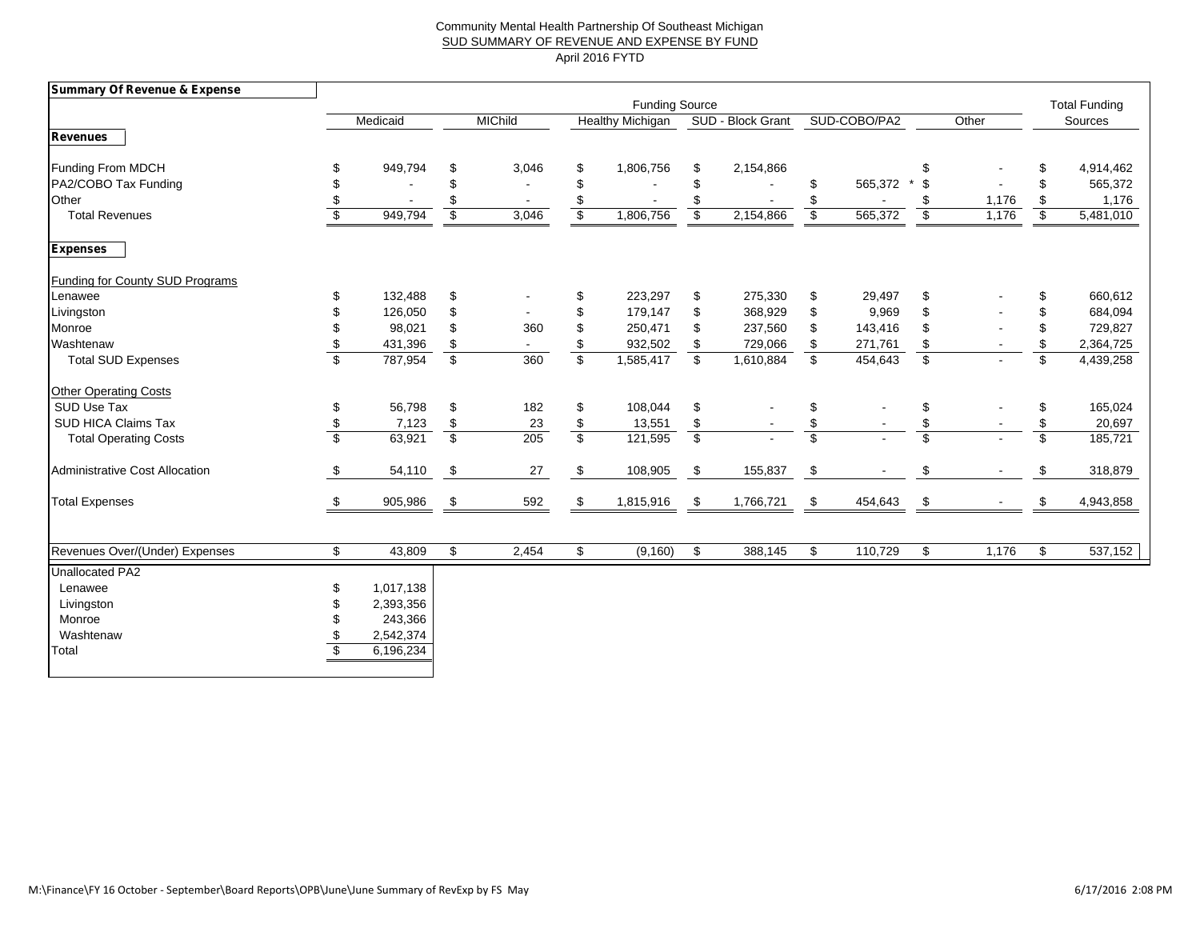Community Mental Health Partnership Of Southeast Michigan

SUD SUMMARY OF REVENUE AND EXPENSE BY FUND

April 2016 FYTD

| Summary Of Revenue & Expense | Funding Source | | | | | | Total Funding |
|---|---|---|---|---|---|---|---|
| | Medicaid | MIChild | Healthy Michigan | SUD - Block Grant | SUD-COBO/PA2 | Other | Sources |
| **Revenues** | | | | | | | |
| Funding From MDCH | $ 949,794 | $ 3,046 | $ 1,806,756 | $ 2,154,866 | | $ - | $ 4,914,462 |
| PA2/COBO Tax Funding | $ - | $ - | $ - | $ - | $ 565,372 * | $ - | $ 565,372 |
| Other | $ - | $ - | $ - | $ - | $ - | $ 1,176 | $ 1,176 |
| Total Revenues | $ 949,794 | $ 3,046 | $ 1,806,756 | $ 2,154,866 | $ 565,372 | $ 1,176 | $ 5,481,010 |
| **Expenses** | | | | | | | |
| Funding for County SUD Programs | | | | | | | |
| Lenawee | $ 132,488 | $ - | $ 223,297 | $ 275,330 | $ 29,497 | $ - | $ 660,612 |
| Livingston | $ 126,050 | $ - | $ 179,147 | $ 368,929 | $ 9,969 | $ - | $ 684,094 |
| Monroe | $ 98,021 | $ 360 | $ 250,471 | $ 237,560 | $ 143,416 | $ - | $ 729,827 |
| Washtenaw | $ 431,396 | $ - | $ 932,502 | $ 729,066 | $ 271,761 | $ - | $ 2,364,725 |
| Total SUD Expenses | $ 787,954 | $ 360 | $ 1,585,417 | $ 1,610,884 | $ 454,643 | $ - | $ 4,439,258 |
| Other Operating Costs | | | | | | | |
| SUD Use Tax | $ 56,798 | $ 182 | $ 108,044 | $ - | $ - | $ - | $ 165,024 |
| SUD HICA Claims Tax | $ 7,123 | $ 23 | $ 13,551 | $ - | $ - | $ - | $ 20,697 |
| Total Operating Costs | $ 63,921 | $ 205 | $ 121,595 | $ - | $ - | $ - | $ 185,721 |
| Administrative Cost Allocation | $ 54,110 | $ 27 | $ 108,905 | $ 155,837 | $ - | $ - | $ 318,879 |
| Total Expenses | $ 905,986 | $ 592 | $ 1,815,916 | $ 1,766,721 | $ 454,643 | $ - | $ 4,943,858 |
| Revenues Over/(Under) Expenses | $ 43,809 | $ 2,454 | $ (9,160) | $ 388,145 | $ 110,729 | $ 1,176 | $ 537,152 |

| Unallocated PA2 | |
|---|---|
| Lenawee | $ 1,017,138 |
| Livingston | $ 2,393,356 |
| Monroe | $ 243,366 |
| Washtenaw | $ 2,542,374 |
| Total | $ 6,196,234 |

M:\Finance\FY 16 October - September\Board Reports\OPB\June\June Summary of RevExp by FS May

6/17/2016 2:08 PM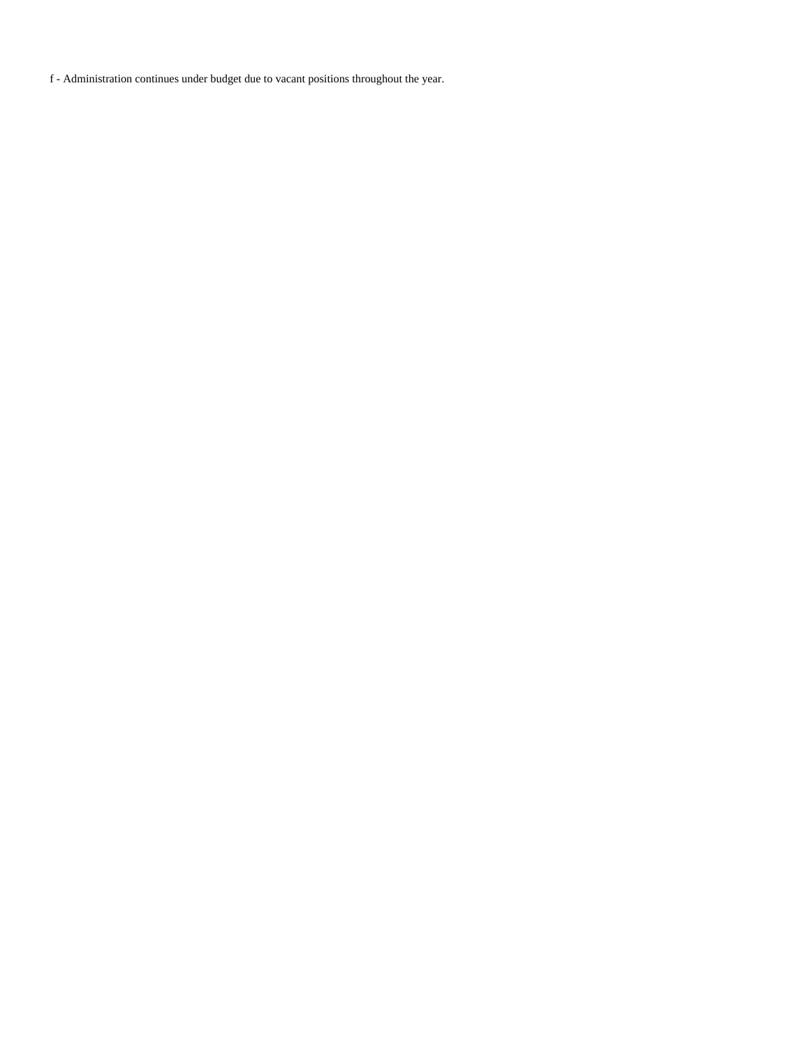f - Administration continues under budget due to vacant positions throughout the year.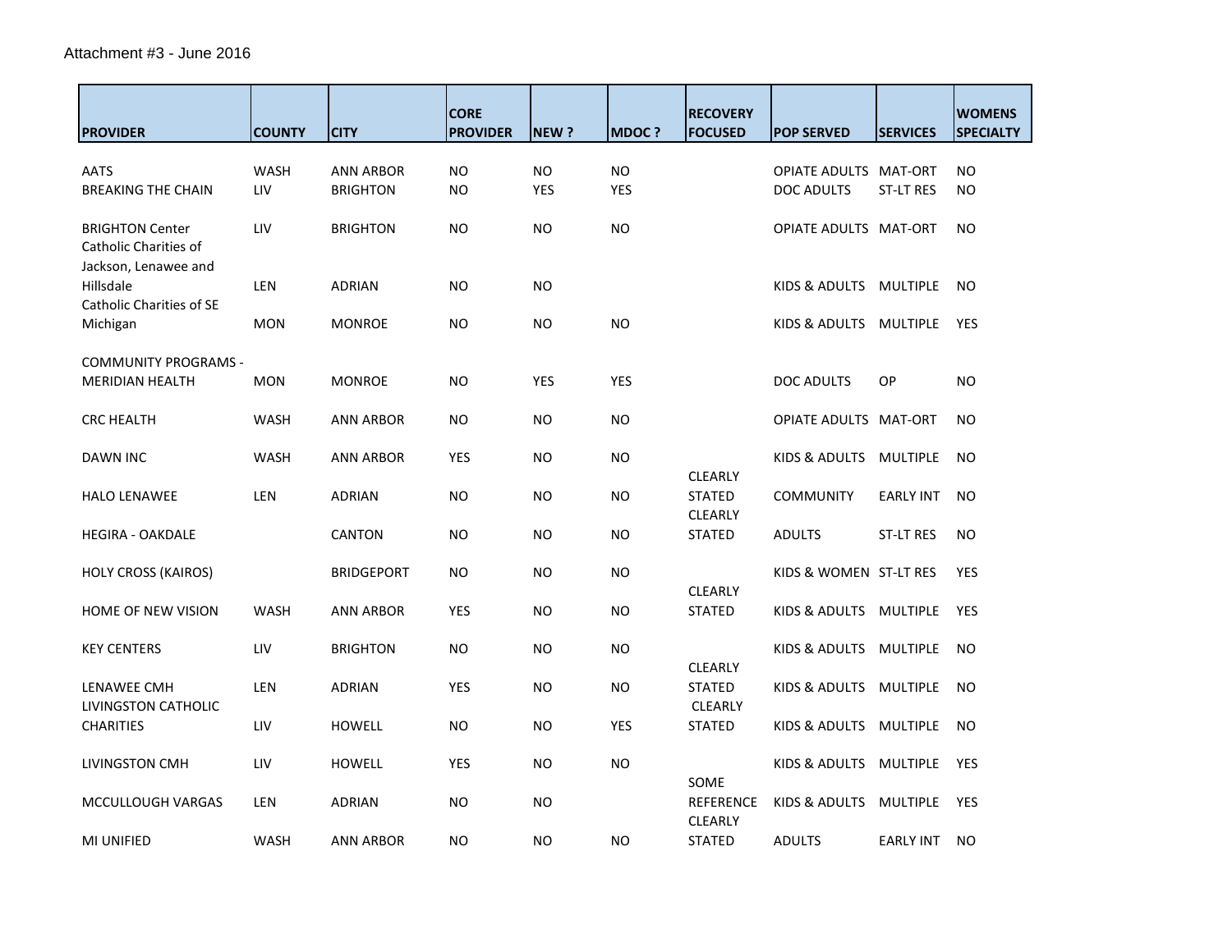Attachment #3 - June 2016

| PROVIDER | COUNTY | CITY | CORE PROVIDER | NEW ? | MDOC ? | RECOVERY FOCUSED | POP SERVED | SERVICES | WOMENS SPECIALTY |
|---|---|---|---|---|---|---|---|---|---|
| AATS | WASH | ANN ARBOR | NO | NO | NO | | OPIATE ADULTS | MAT-ORT | NO |
| BREAKING THE CHAIN | LIV | BRIGHTON | NO | YES | YES | | DOC ADULTS | ST-LT RES | NO |
| BRIGHTON Center | LIV | BRIGHTON | NO | NO | NO | | OPIATE ADULTS | MAT-ORT | NO |
| Catholic Charities of Jackson, Lenawee and Hillsdale | LEN | ADRIAN | NO | NO | | | KIDS & ADULTS | MULTIPLE | NO |
| Catholic Charities of SE Michigan | MON | MONROE | NO | NO | NO | | KIDS & ADULTS | MULTIPLE | YES |
| COMMUNITY PROGRAMS - MERIDIAN HEALTH | MON | MONROE | NO | YES | YES | | DOC ADULTS | OP | NO |
| CRC HEALTH | WASH | ANN ARBOR | NO | NO | NO | | OPIATE ADULTS | MAT-ORT | NO |
| DAWN INC | WASH | ANN ARBOR | YES | NO | NO | | KIDS & ADULTS | MULTIPLE | NO |
| HALO LENAWEE | LEN | ADRIAN | NO | NO | NO | CLEARLY STATED | COMMUNITY | EARLY INT | NO |
| HEGIRA - OAKDALE | | CANTON | NO | NO | NO | CLEARLY STATED | ADULTS | ST-LT RES | NO |
| HOLY CROSS (KAIROS) | | BRIDGEPORT | NO | NO | NO | | KIDS & WOMEN | ST-LT RES | YES |
| HOME OF NEW VISION | WASH | ANN ARBOR | YES | NO | NO | CLEARLY STATED | KIDS & ADULTS | MULTIPLE | YES |
| KEY CENTERS | LIV | BRIGHTON | NO | NO | NO | | KIDS & ADULTS | MULTIPLE | NO |
| LENAWEE CMH | LEN | ADRIAN | YES | NO | NO | CLEARLY STATED | KIDS & ADULTS | MULTIPLE | NO |
| LIVINGSTON CATHOLIC CHARITIES | LIV | HOWELL | NO | NO | YES | CLEARLY STATED | KIDS & ADULTS | MULTIPLE | NO |
| LIVINGSTON CMH | LIV | HOWELL | YES | NO | NO | | KIDS & ADULTS | MULTIPLE | YES |
| MCCULLOUGH VARGAS | LEN | ADRIAN | NO | NO | | SOME REFERENCE | KIDS & ADULTS | MULTIPLE | YES |
| MI UNIFIED | WASH | ANN ARBOR | NO | NO | NO | CLEARLY STATED | ADULTS | EARLY INT | NO |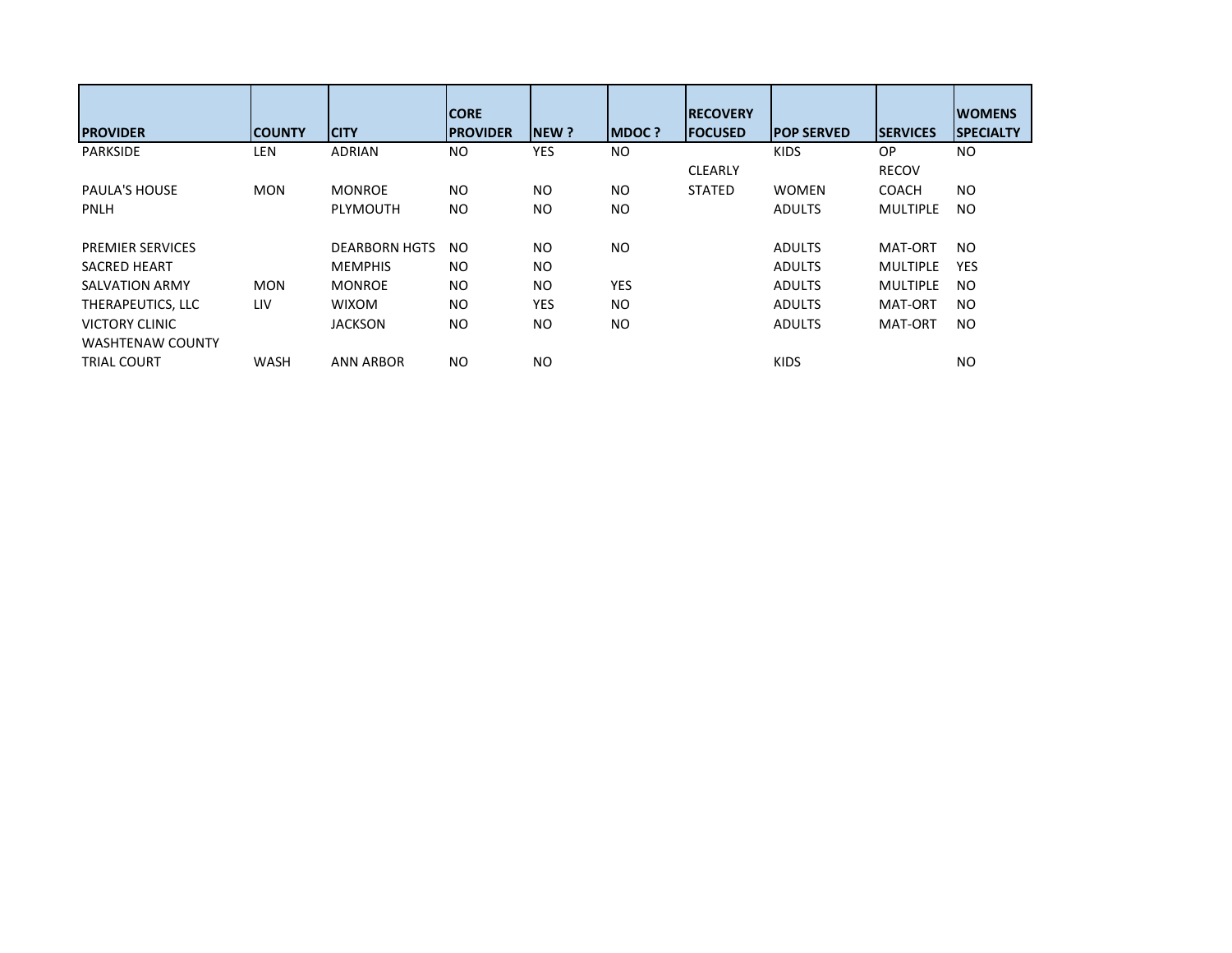| PROVIDER | COUNTY | CITY | CORE PROVIDER | NEW ? | MDOC ? | RECOVERY FOCUSED | POP SERVED | SERVICES | WOMENS SPECIALTY |
|---|---|---|---|---|---|---|---|---|---|
| PARKSIDE | LEN | ADRIAN | NO | YES | NO | | KIDS | OP | NO |
| PAULA'S HOUSE | MON | MONROE | NO | NO | NO | CLEARLY STATED | WOMEN | RECOV COACH | NO |
| PNLH | | PLYMOUTH | NO | NO | NO | | ADULTS | MULTIPLE | NO |
| PREMIER SERVICES | | DEARBORN HGTS | NO | NO | NO | | ADULTS | MAT-ORT | NO |
| SACRED HEART | | MEMPHIS | NO | NO | | | ADULTS | MULTIPLE | YES |
| SALVATION ARMY | MON | MONROE | NO | NO | YES | | ADULTS | MULTIPLE | NO |
| THERAPEUTICS, LLC | LIV | WIXOM | NO | YES | NO | | ADULTS | MAT-ORT | NO |
| VICTORY CLINIC | | JACKSON | NO | NO | NO | | ADULTS | MAT-ORT | NO |
| WASHTENAW COUNTY TRIAL COURT | WASH | ANN ARBOR | NO | NO | | | KIDS | | NO |